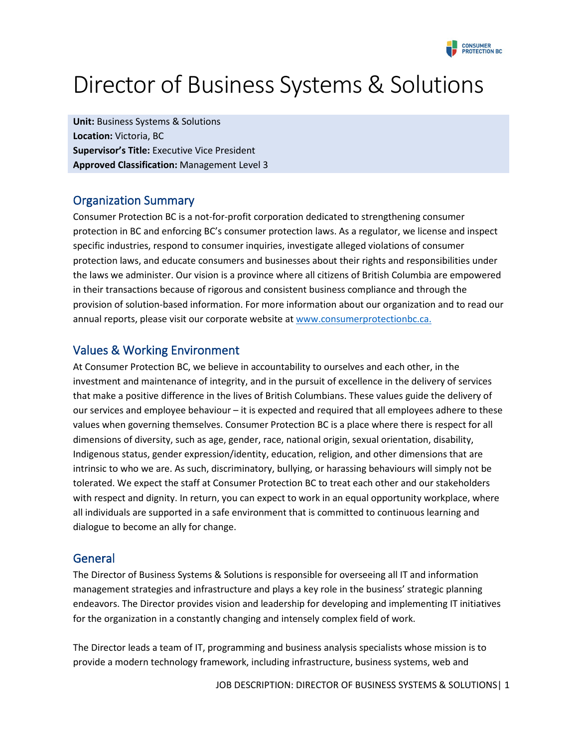# Director of Business Systems & Solutions

**Unit:** Business Systems & Solutions
**Location:** Victoria, BC
**Supervisor's Title:** Executive Vice President
**Approved Classification:** Management Level 3

## Organization Summary

Consumer Protection BC is a not-for-profit corporation dedicated to strengthening consumer protection in BC and enforcing BC's consumer protection laws. As a regulator, we license and inspect specific industries, respond to consumer inquiries, investigate alleged violations of consumer protection laws, and educate consumers and businesses about their rights and responsibilities under the laws we administer. Our vision is a province where all citizens of British Columbia are empowered in their transactions because of rigorous and consistent business compliance and through the provision of solution-based information. For more information about our organization and to read our annual reports, please visit our corporate website at [www.consumerprotectionbc.ca.](http://www.consumerprotectionbc.ca)

## Values & Working Environment

At Consumer Protection BC, we believe in accountability to ourselves and each other, in the investment and maintenance of integrity, and in the pursuit of excellence in the delivery of services that make a positive difference in the lives of British Columbians. These values guide the delivery of our services and employee behaviour – it is expected and required that all employees adhere to these values when governing themselves. Consumer Protection BC is a place where there is respect for all dimensions of diversity, such as age, gender, race, national origin, sexual orientation, disability, Indigenous status, gender expression/identity, education, religion, and other dimensions that are intrinsic to who we are. As such, discriminatory, bullying, or harassing behaviours will simply not be tolerated. We expect the staff at Consumer Protection BC to treat each other and our stakeholders with respect and dignity. In return, you can expect to work in an equal opportunity workplace, where all individuals are supported in a safe environment that is committed to continuous learning and dialogue to become an ally for change.

## General

The Director of Business Systems & Solutions is responsible for overseeing all IT and information management strategies and infrastructure and plays a key role in the business' strategic planning endeavors. The Director provides vision and leadership for developing and implementing IT initiatives for the organization in a constantly changing and intensely complex field of work.

The Director leads a team of IT, programming and business analysis specialists whose mission is to provide a modern technology framework, including infrastructure, business systems, web and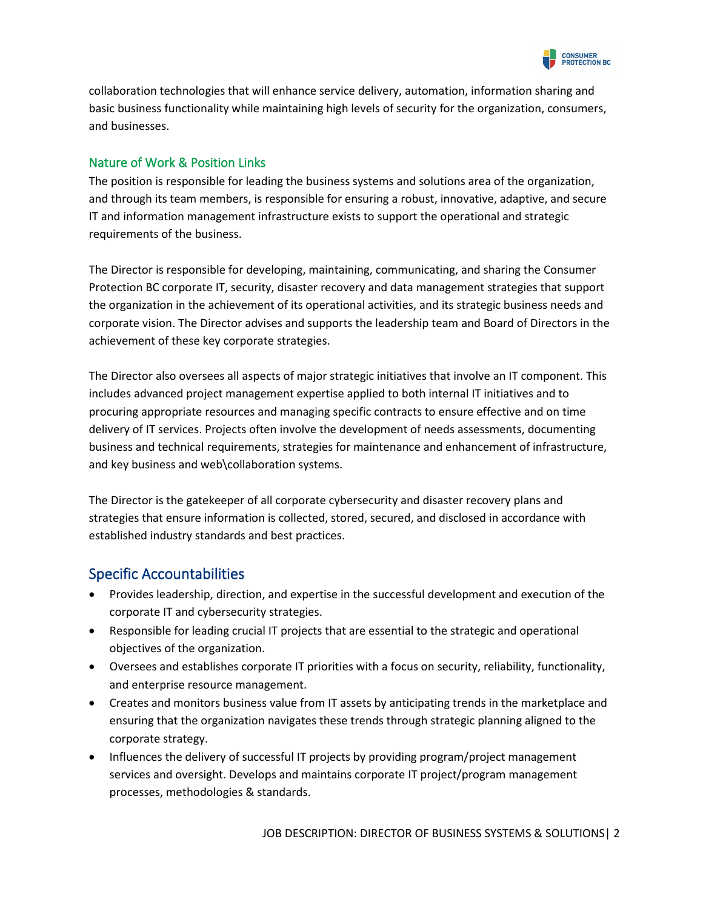collaboration technologies that will enhance service delivery, automation, information sharing and basic business functionality while maintaining high levels of security for the organization, consumers, and businesses.

### Nature of Work & Position Links

The position is responsible for leading the business systems and solutions area of the organization, and through its team members, is responsible for ensuring a robust, innovative, adaptive, and secure IT and information management infrastructure exists to support the operational and strategic requirements of the business.

The Director is responsible for developing, maintaining, communicating, and sharing the Consumer Protection BC corporate IT, security, disaster recovery and data management strategies that support the organization in the achievement of its operational activities, and its strategic business needs and corporate vision. The Director advises and supports the leadership team and Board of Directors in the achievement of these key corporate strategies.

The Director also oversees all aspects of major strategic initiatives that involve an IT component. This includes advanced project management expertise applied to both internal IT initiatives and to procuring appropriate resources and managing specific contracts to ensure effective and on time delivery of IT services. Projects often involve the development of needs assessments, documenting business and technical requirements, strategies for maintenance and enhancement of infrastructure, and key business and web\collaboration systems.

The Director is the gatekeeper of all corporate cybersecurity and disaster recovery plans and strategies that ensure information is collected, stored, secured, and disclosed in accordance with established industry standards and best practices.

## Specific Accountabilities

- Provides leadership, direction, and expertise in the successful development and execution of the corporate IT and cybersecurity strategies.
- Responsible for leading crucial IT projects that are essential to the strategic and operational objectives of the organization.
- Oversees and establishes corporate IT priorities with a focus on security, reliability, functionality, and enterprise resource management.
- Creates and monitors business value from IT assets by anticipating trends in the marketplace and ensuring that the organization navigates these trends through strategic planning aligned to the corporate strategy.
- Influences the delivery of successful IT projects by providing program/project management services and oversight. Develops and maintains corporate IT project/program management processes, methodologies & standards.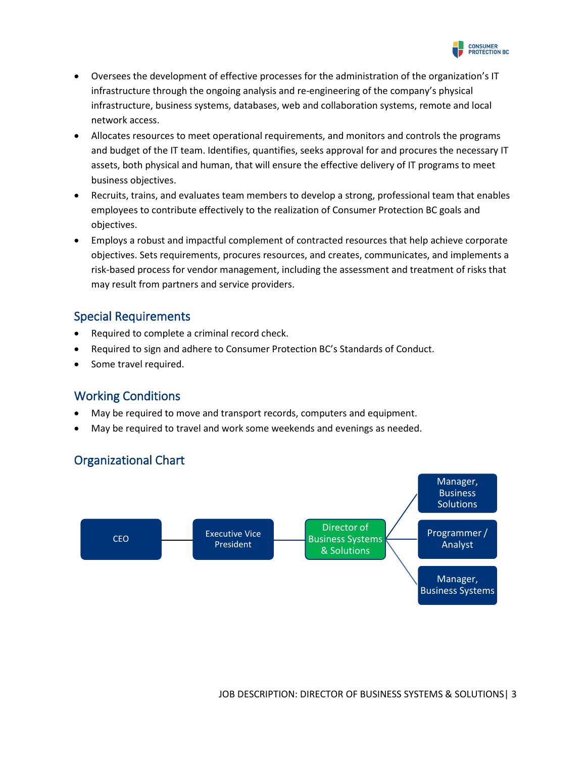- Oversees the development of effective processes for the administration of the organization's IT infrastructure through the ongoing analysis and re-engineering of the company's physical infrastructure, business systems, databases, web and collaboration systems, remote and local network access.
- Allocates resources to meet operational requirements, and monitors and controls the programs and budget of the IT team. Identifies, quantifies, seeks approval for and procures the necessary IT assets, both physical and human, that will ensure the effective delivery of IT programs to meet business objectives.
- Recruits, trains, and evaluates team members to develop a strong, professional team that enables employees to contribute effectively to the realization of Consumer Protection BC goals and objectives.
- Employs a robust and impactful complement of contracted resources that help achieve corporate objectives. Sets requirements, procures resources, and creates, communicates, and implements a risk-based process for vendor management, including the assessment and treatment of risks that may result from partners and service providers.

## Special Requirements

- Required to complete a criminal record check.
- Required to sign and adhere to Consumer Protection BC's Standards of Conduct.
- Some travel required.

## Working Conditions

- May be required to move and transport records, computers and equipment.
- May be required to travel and work some weekends and evenings as needed.

## Organizational Chart

CEO → Executive Vice President → Director of Business Systems & Solutions

Director of Business Systems & Solutions → Manager, Business Solutions; Programmer / Analyst; Manager, Business Systems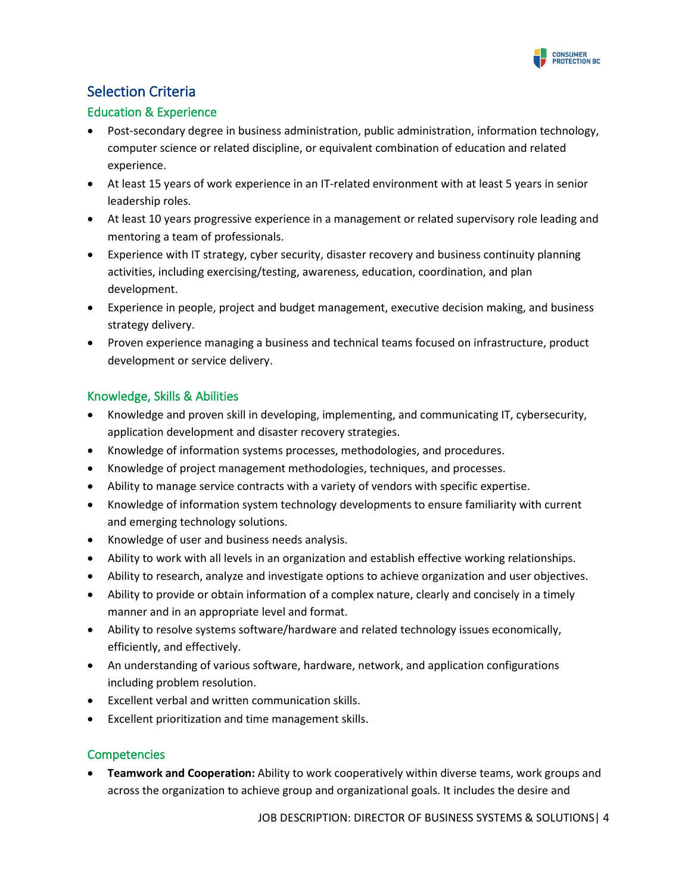## Selection Criteria

### Education & Experience

- Post-secondary degree in business administration, public administration, information technology, computer science or related discipline, or equivalent combination of education and related experience.
- At least 15 years of work experience in an IT-related environment with at least 5 years in senior leadership roles.
- At least 10 years progressive experience in a management or related supervisory role leading and mentoring a team of professionals.
- Experience with IT strategy, cyber security, disaster recovery and business continuity planning activities, including exercising/testing, awareness, education, coordination, and plan development.
- Experience in people, project and budget management, executive decision making, and business strategy delivery.
- Proven experience managing a business and technical teams focused on infrastructure, product development or service delivery.

### Knowledge, Skills & Abilities

- Knowledge and proven skill in developing, implementing, and communicating IT, cybersecurity, application development and disaster recovery strategies.
- Knowledge of information systems processes, methodologies, and procedures.
- Knowledge of project management methodologies, techniques, and processes.
- Ability to manage service contracts with a variety of vendors with specific expertise.
- Knowledge of information system technology developments to ensure familiarity with current and emerging technology solutions.
- Knowledge of user and business needs analysis.
- Ability to work with all levels in an organization and establish effective working relationships.
- Ability to research, analyze and investigate options to achieve organization and user objectives.
- Ability to provide or obtain information of a complex nature, clearly and concisely in a timely manner and in an appropriate level and format.
- Ability to resolve systems software/hardware and related technology issues economically, efficiently, and effectively.
- An understanding of various software, hardware, network, and application configurations including problem resolution.
- Excellent verbal and written communication skills.
- Excellent prioritization and time management skills.

### Competencies

- **Teamwork and Cooperation:** Ability to work cooperatively within diverse teams, work groups and across the organization to achieve group and organizational goals. It includes the desire and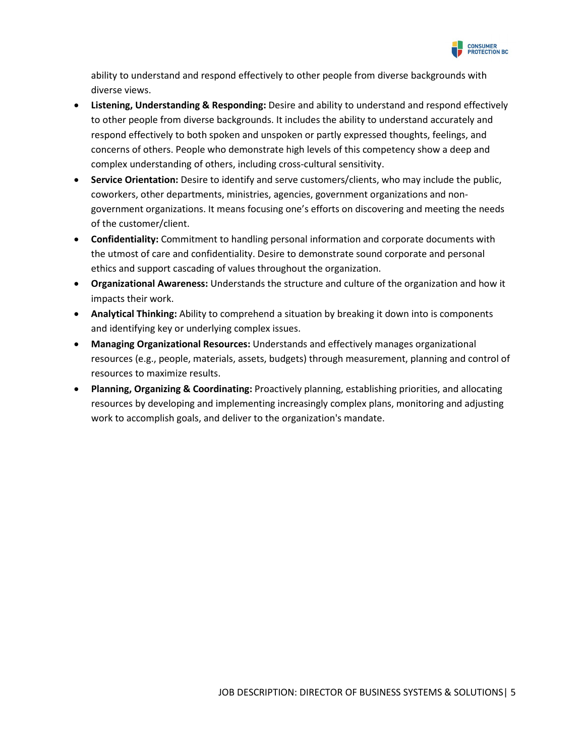ability to understand and respond effectively to other people from diverse backgrounds with diverse views.

- **Listening, Understanding & Responding:** Desire and ability to understand and respond effectively to other people from diverse backgrounds. It includes the ability to understand accurately and respond effectively to both spoken and unspoken or partly expressed thoughts, feelings, and concerns of others. People who demonstrate high levels of this competency show a deep and complex understanding of others, including cross-cultural sensitivity.
- **Service Orientation:** Desire to identify and serve customers/clients, who may include the public, coworkers, other departments, ministries, agencies, government organizations and non-government organizations. It means focusing one's efforts on discovering and meeting the needs of the customer/client.
- **Confidentiality:** Commitment to handling personal information and corporate documents with the utmost of care and confidentiality. Desire to demonstrate sound corporate and personal ethics and support cascading of values throughout the organization.
- **Organizational Awareness:** Understands the structure and culture of the organization and how it impacts their work.
- **Analytical Thinking:** Ability to comprehend a situation by breaking it down into is components and identifying key or underlying complex issues.
- **Managing Organizational Resources:** Understands and effectively manages organizational resources (e.g., people, materials, assets, budgets) through measurement, planning and control of resources to maximize results.
- **Planning, Organizing & Coordinating:** Proactively planning, establishing priorities, and allocating resources by developing and implementing increasingly complex plans, monitoring and adjusting work to accomplish goals, and deliver to the organization's mandate.